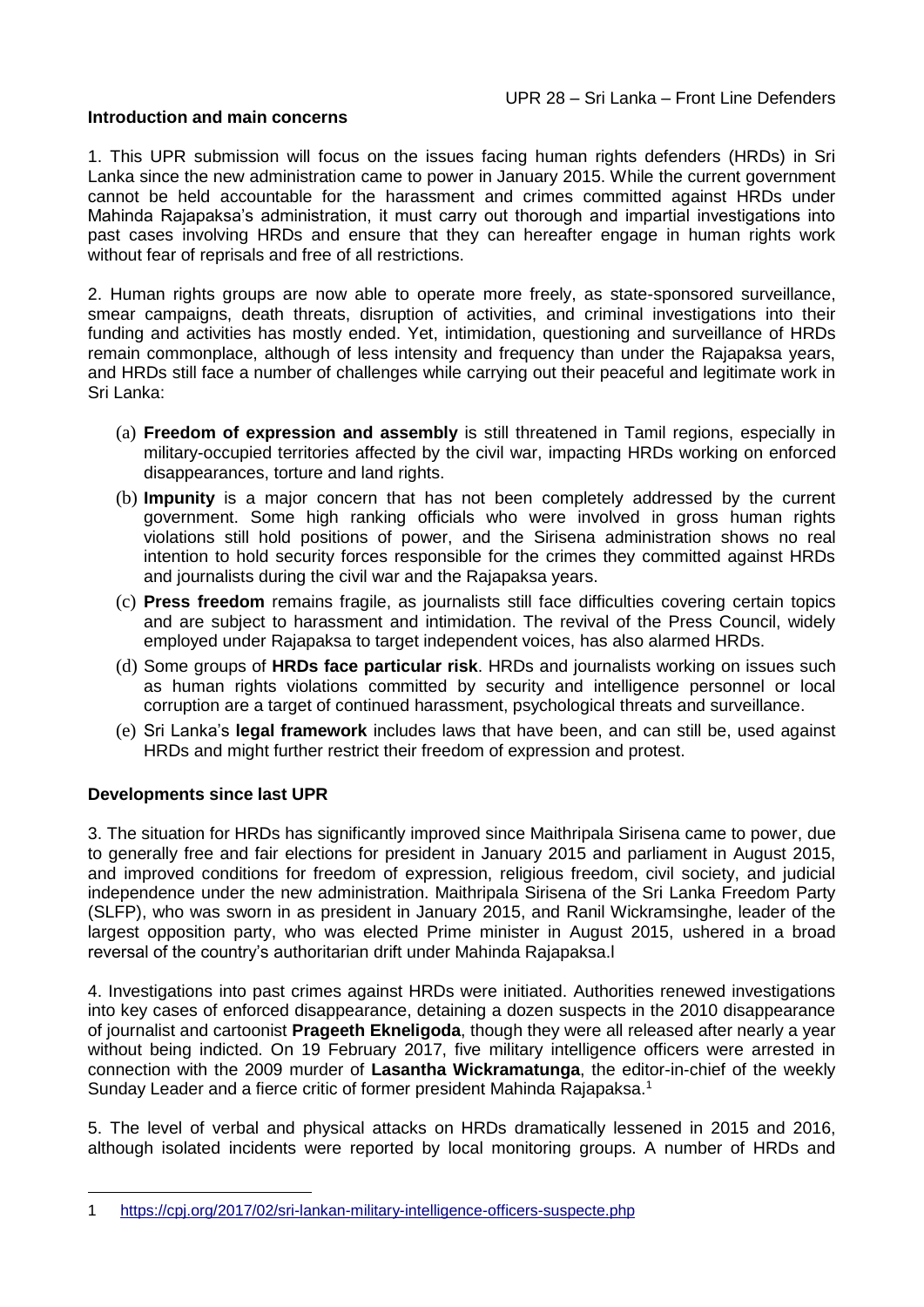## Introduction and main concerns

1. This UPR submission will focus on the issues facing human rights defenders (HRDs) in Sri Lanka since the new administration came to power in January 2015. While the current government cannot be held accountable for the harassment and crimes committed against HRDs under Mahinda Rajapaksa's administration, it must carry out thorough and impartial investigations into past cases involving HRDs and ensure that they can hereafter engage in human rights work without fear of reprisals and free of all restrictions.

2. Human rights groups are now able to operate more freely, as state-sponsored surveillance, smear campaigns, death threats, disruption of activities, and criminal investigations into their funding and activities has mostly ended. Yet, intimidation, questioning and surveillance of HRDs remain commonplace, although of less intensity and frequency than under the Rajapaksa years, and HRDs still face a number of challenges while carrying out their peaceful and legitimate work in Sri Lanka:

(a) **Freedom of expression and assembly** is still threatened in Tamil regions, especially in military-occupied territories affected by the civil war, impacting HRDs working on enforced disappearances, torture and land rights.

(b) **Impunity** is a major concern that has not been completely addressed by the current government. Some high ranking officials who were involved in gross human rights violations still hold positions of power, and the Sirisena administration shows no real intention to hold security forces responsible for the crimes they committed against HRDs and journalists during the civil war and the Rajapaksa years.

(c) **Press freedom** remains fragile, as journalists still face difficulties covering certain topics and are subject to harassment and intimidation. The revival of the Press Council, widely employed under Rajapaksa to target independent voices, has also alarmed HRDs.

(d) Some groups of **HRDs face particular risk**. HRDs and journalists working on issues such as human rights violations committed by security and intelligence personnel or local corruption are a target of continued harassment, psychological threats and surveillance.

(e) Sri Lanka's **legal framework** includes laws that have been, and can still be, used against HRDs and might further restrict their freedom of expression and protest.

## Developments since last UPR

3. The situation for HRDs has significantly improved since Maithripala Sirisena came to power, due to generally free and fair elections for president in January 2015 and parliament in August 2015, and improved conditions for freedom of expression, religious freedom, civil society, and judicial independence under the new administration. Maithripala Sirisena of the Sri Lanka Freedom Party (SLFP), who was sworn in as president in January 2015, and Ranil Wickramsinghe, leader of the largest opposition party, who was elected Prime minister in August 2015, ushered in a broad reversal of the country's authoritarian drift under Mahinda Rajapaksa.l

4. Investigations into past crimes against HRDs were initiated. Authorities renewed investigations into key cases of enforced disappearance, detaining a dozen suspects in the 2010 disappearance of journalist and cartoonist **Prageeth Ekneligoda**, though they were all released after nearly a year without being indicted. On 19 February 2017, five military intelligence officers were arrested in connection with the 2009 murder of **Lasantha Wickramatunga**, the editor-in-chief of the weekly Sunday Leader and a fierce critic of former president Mahinda Rajapaksa.[1]

5. The level of verbal and physical attacks on HRDs dramatically lessened in 2015 and 2016, although isolated incidents were reported by local monitoring groups. A number of HRDs and

---

1 https://cpj.org/2017/02/sri-lankan-military-intelligence-officers-suspecte.php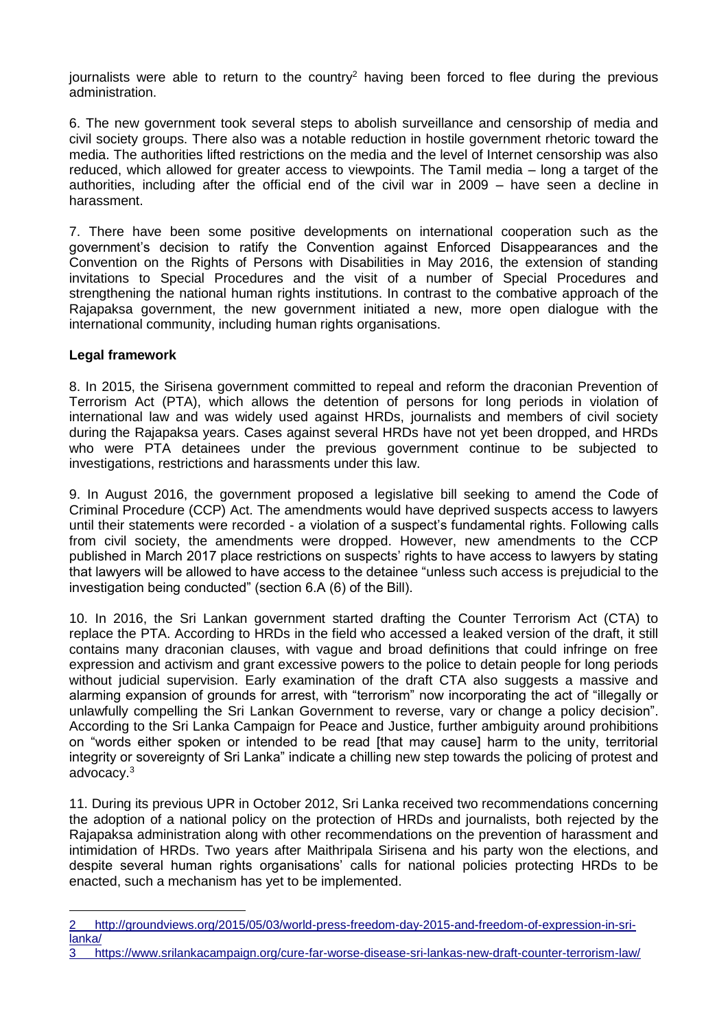journalists were able to return to the country[2] having been forced to flee during the previous administration.

6. The new government took several steps to abolish surveillance and censorship of media and civil society groups. There also was a notable reduction in hostile government rhetoric toward the media. The authorities lifted restrictions on the media and the level of Internet censorship was also reduced, which allowed for greater access to viewpoints. The Tamil media – long a target of the authorities, including after the official end of the civil war in 2009 – have seen a decline in harassment.

7. There have been some positive developments on international cooperation such as the government's decision to ratify the Convention against Enforced Disappearances and the Convention on the Rights of Persons with Disabilities in May 2016, the extension of standing invitations to Special Procedures and the visit of a number of Special Procedures and strengthening the national human rights institutions. In contrast to the combative approach of the Rajapaksa government, the new government initiated a new, more open dialogue with the international community, including human rights organisations.

**Legal framework**

8. In 2015, the Sirisena government committed to repeal and reform the draconian Prevention of Terrorism Act (PTA), which allows the detention of persons for long periods in violation of international law and was widely used against HRDs, journalists and members of civil society during the Rajapaksa years. Cases against several HRDs have not yet been dropped, and HRDs who were PTA detainees under the previous government continue to be subjected to investigations, restrictions and harassments under this law.

9. In August 2016, the government proposed a legislative bill seeking to amend the Code of Criminal Procedure (CCP) Act. The amendments would have deprived suspects access to lawyers until their statements were recorded - a violation of a suspect's fundamental rights. Following calls from civil society, the amendments were dropped. However, new amendments to the CCP published in March 2017 place restrictions on suspects' rights to have access to lawyers by stating that lawyers will be allowed to have access to the detainee "unless such access is prejudicial to the investigation being conducted" (section 6.A (6) of the Bill).

10. In 2016, the Sri Lankan government started drafting the Counter Terrorism Act (CTA) to replace the PTA. According to HRDs in the field who accessed a leaked version of the draft, it still contains many draconian clauses, with vague and broad definitions that could infringe on free expression and activism and grant excessive powers to the police to detain people for long periods without judicial supervision. Early examination of the draft CTA also suggests a massive and alarming expansion of grounds for arrest, with "terrorism" now incorporating the act of "illegally or unlawfully compelling the Sri Lankan Government to reverse, vary or change a policy decision". According to the Sri Lanka Campaign for Peace and Justice, further ambiguity around prohibitions on "words either spoken or intended to be read [that may cause] harm to the unity, territorial integrity or sovereignty of Sri Lanka" indicate a chilling new step towards the policing of protest and advocacy.[3]

11. During its previous UPR in October 2012, Sri Lanka received two recommendations concerning the adoption of a national policy on the protection of HRDs and journalists, both rejected by the Rajapaksa administration along with other recommendations on the prevention of harassment and intimidation of HRDs. Two years after Maithripala Sirisena and his party won the elections, and despite several human rights organisations' calls for national policies protecting HRDs to be enacted, such a mechanism has yet to be implemented.

---

2 http://groundviews.org/2015/05/03/world-press-freedom-day-2015-and-freedom-of-expression-in-sri-lanka/

3 https://www.srilankacampaign.org/cure-far-worse-disease-sri-lankas-new-draft-counter-terrorism-law/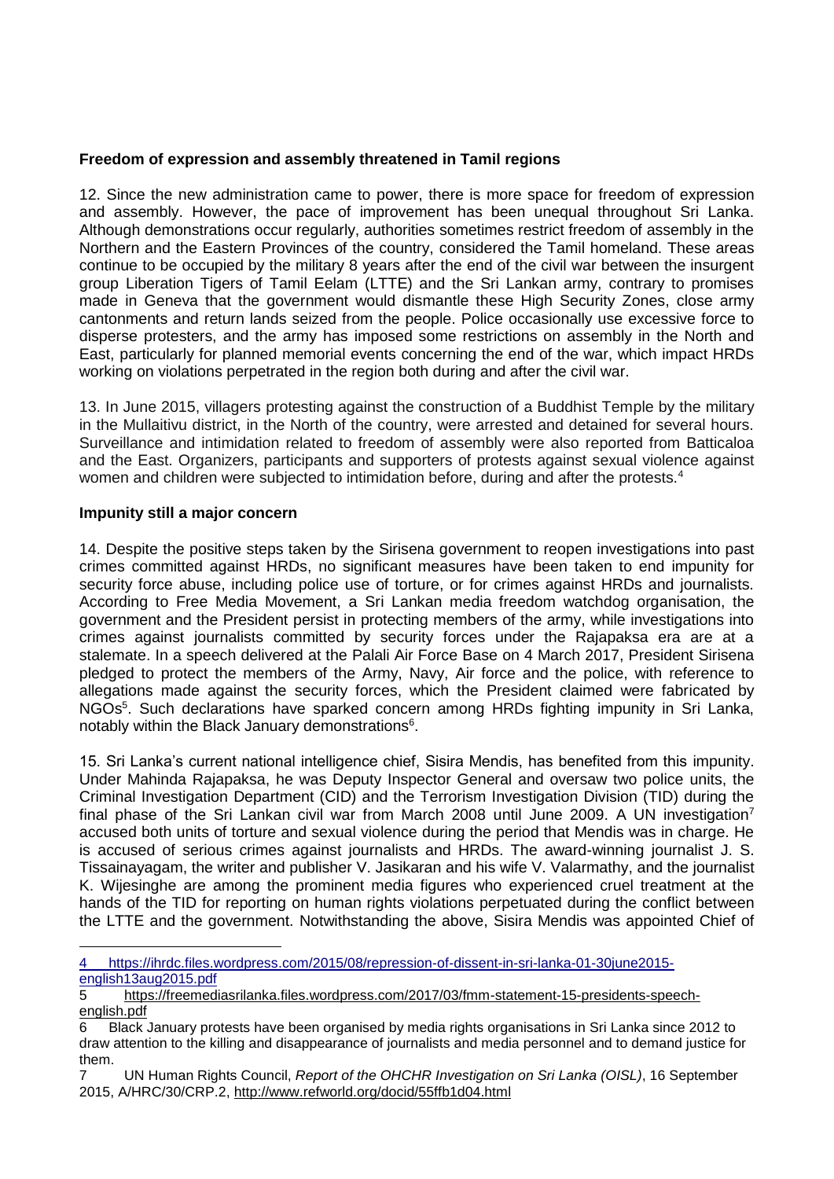**Freedom of expression and assembly threatened in Tamil regions**

12. Since the new administration came to power, there is more space for freedom of expression and assembly. However, the pace of improvement has been unequal throughout Sri Lanka. Although demonstrations occur regularly, authorities sometimes restrict freedom of assembly in the Northern and the Eastern Provinces of the country, considered the Tamil homeland. These areas continue to be occupied by the military 8 years after the end of the civil war between the insurgent group Liberation Tigers of Tamil Eelam (LTTE) and the Sri Lankan army, contrary to promises made in Geneva that the government would dismantle these High Security Zones, close army cantonments and return lands seized from the people. Police occasionally use excessive force to disperse protesters, and the army has imposed some restrictions on assembly in the North and East, particularly for planned memorial events concerning the end of the war, which impact HRDs working on violations perpetrated in the region both during and after the civil war.

13. In June 2015, villagers protesting against the construction of a Buddhist Temple by the military in the Mullaitivu district, in the North of the country, were arrested and detained for several hours. Surveillance and intimidation related to freedom of assembly were also reported from Batticaloa and the East. Organizers, participants and supporters of protests against sexual violence against women and children were subjected to intimidation before, during and after the protests.[4]

**Impunity still a major concern**

14. Despite the positive steps taken by the Sirisena government to reopen investigations into past crimes committed against HRDs, no significant measures have been taken to end impunity for security force abuse, including police use of torture, or for crimes against HRDs and journalists. According to Free Media Movement, a Sri Lankan media freedom watchdog organisation, the government and the President persist in protecting members of the army, while investigations into crimes against journalists committed by security forces under the Rajapaksa era are at a stalemate. In a speech delivered at the Palali Air Force Base on 4 March 2017, President Sirisena pledged to protect the members of the Army, Navy, Air force and the police, with reference to allegations made against the security forces, which the President claimed were fabricated by NGOs[5]. Such declarations have sparked concern among HRDs fighting impunity in Sri Lanka, notably within the Black January demonstrations[6].

15. Sri Lanka's current national intelligence chief, Sisira Mendis, has benefited from this impunity. Under Mahinda Rajapaksa, he was Deputy Inspector General and oversaw two police units, the Criminal Investigation Department (CID) and the Terrorism Investigation Division (TID) during the final phase of the Sri Lankan civil war from March 2008 until June 2009. A UN investigation[7] accused both units of torture and sexual violence during the period that Mendis was in charge. He is accused of serious crimes against journalists and HRDs. The award-winning journalist J. S. Tissainayagam, the writer and publisher V. Jasikaran and his wife V. Valarmathy, and the journalist K. Wijesinghe are among the prominent media figures who experienced cruel treatment at the hands of the TID for reporting on human rights violations perpetuated during the conflict between the LTTE and the government. Notwithstanding the above, Sisira Mendis was appointed Chief of

---

4 https://ihrdc.files.wordpress.com/2015/08/repression-of-dissent-in-sri-lanka-01-30june2015-english13aug2015.pdf

5 https://freemediasrilanka.files.wordpress.com/2017/03/fmm-statement-15-presidents-speech-english.pdf

6 Black January protests have been organised by media rights organisations in Sri Lanka since 2012 to draw attention to the killing and disappearance of journalists and media personnel and to demand justice for them.

7 UN Human Rights Council, *Report of the OHCHR Investigation on Sri Lanka (OISL)*, 16 September 2015, A/HRC/30/CRP.2, http://www.refworld.org/docid/55ffb1d04.html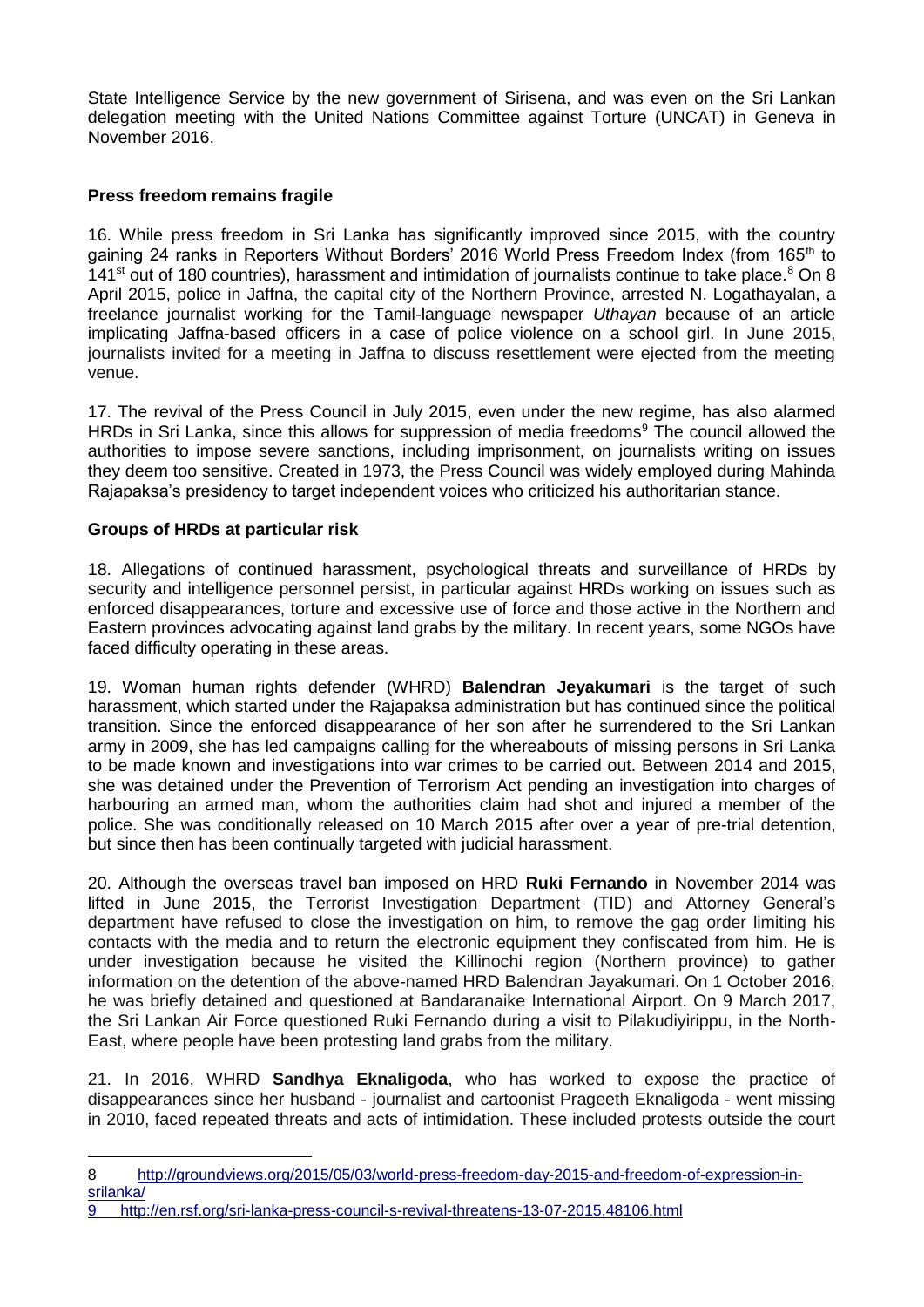State Intelligence Service by the new government of Sirisena, and was even on the Sri Lankan delegation meeting with the United Nations Committee against Torture (UNCAT) in Geneva in November 2016.

**Press freedom remains fragile**

16. While press freedom in Sri Lanka has significantly improved since 2015, with the country gaining 24 ranks in Reporters Without Borders' 2016 World Press Freedom Index (from 165th to 141st out of 180 countries), harassment and intimidation of journalists continue to take place.[8] On 8 April 2015, police in Jaffna, the capital city of the Northern Province, arrested N. Logathayalan, a freelance journalist working for the Tamil-language newspaper *Uthayan* because of an article implicating Jaffna-based officers in a case of police violence on a school girl. In June 2015, journalists invited for a meeting in Jaffna to discuss resettlement were ejected from the meeting venue.

17. The revival of the Press Council in July 2015, even under the new regime, has also alarmed HRDs in Sri Lanka, since this allows for suppression of media freedoms[9] The council allowed the authorities to impose severe sanctions, including imprisonment, on journalists writing on issues they deem too sensitive. Created in 1973, the Press Council was widely employed during Mahinda Rajapaksa's presidency to target independent voices who criticized his authoritarian stance.

**Groups of HRDs at particular risk**

18. Allegations of continued harassment, psychological threats and surveillance of HRDs by security and intelligence personnel persist, in particular against HRDs working on issues such as enforced disappearances, torture and excessive use of force and those active in the Northern and Eastern provinces advocating against land grabs by the military. In recent years, some NGOs have faced difficulty operating in these areas.

19. Woman human rights defender (WHRD) **Balendran Jeyakumari** is the target of such harassment, which started under the Rajapaksa administration but has continued since the political transition. Since the enforced disappearance of her son after he surrendered to the Sri Lankan army in 2009, she has led campaigns calling for the whereabouts of missing persons in Sri Lanka to be made known and investigations into war crimes to be carried out. Between 2014 and 2015, she was detained under the Prevention of Terrorism Act pending an investigation into charges of harbouring an armed man, whom the authorities claim had shot and injured a member of the police. She was conditionally released on 10 March 2015 after over a year of pre-trial detention, but since then has been continually targeted with judicial harassment.

20. Although the overseas travel ban imposed on HRD **Ruki Fernando** in November 2014 was lifted in June 2015, the Terrorist Investigation Department (TID) and Attorney General's department have refused to close the investigation on him, to remove the gag order limiting his contacts with the media and to return the electronic equipment they confiscated from him. He is under investigation because he visited the Killinochi region (Northern province) to gather information on the detention of the above-named HRD Balendran Jayakumari. On 1 October 2016, he was briefly detained and questioned at Bandaranaike International Airport. On 9 March 2017, the Sri Lankan Air Force questioned Ruki Fernando during a visit to Pilakudiyirippu, in the North-East, where people have been protesting land grabs from the military.

21. In 2016, WHRD **Sandhya Eknaligoda**, who has worked to expose the practice of disappearances since her husband - journalist and cartoonist Prageeth Eknaligoda - went missing in 2010, faced repeated threats and acts of intimidation. These included protests outside the court

---

8 http://groundviews.org/2015/05/03/world-press-freedom-day-2015-and-freedom-of-expression-in-srilanka/

9 http://en.rsf.org/sri-lanka-press-council-s-revival-threatens-13-07-2015,48106.html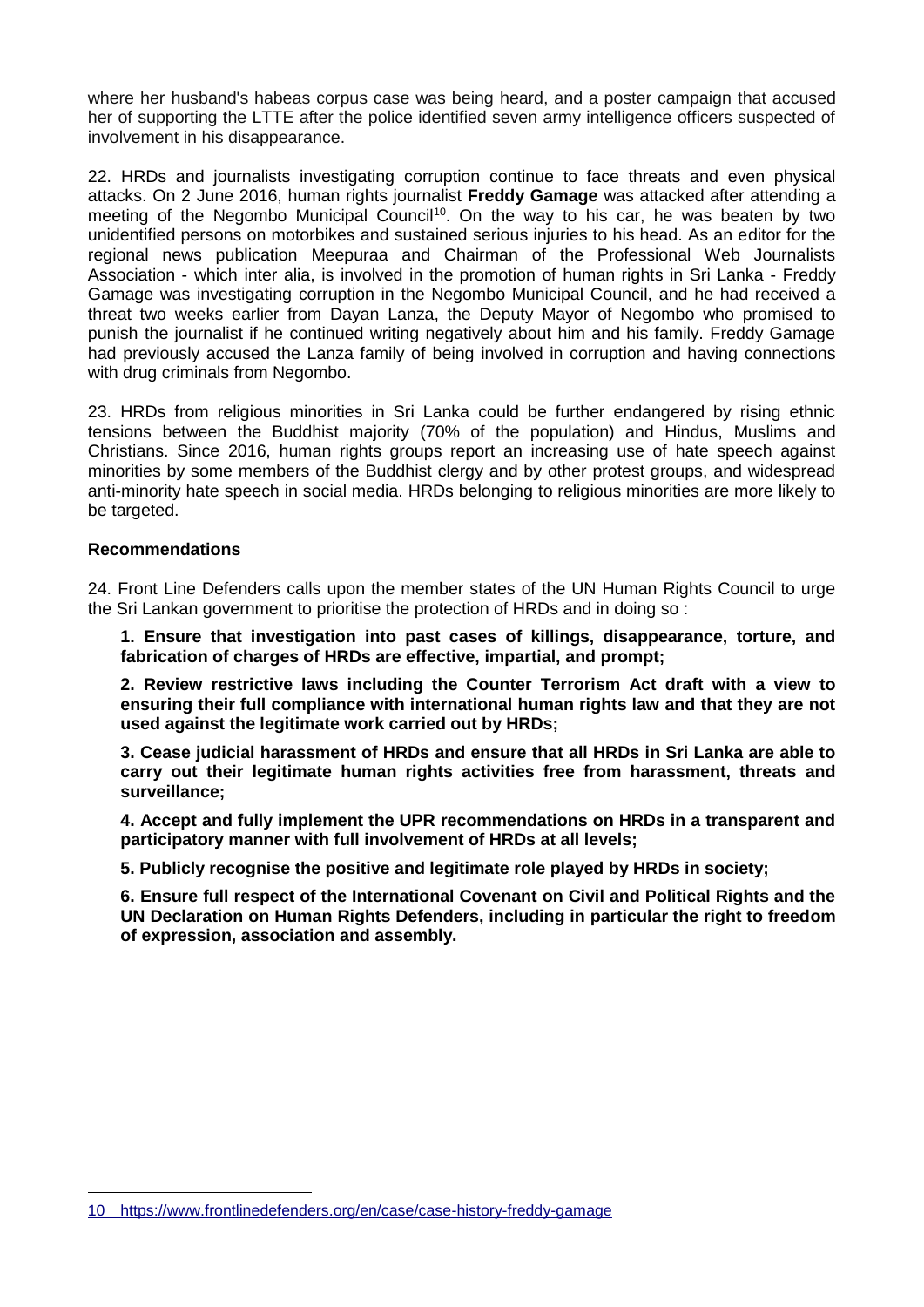where her husband's habeas corpus case was being heard, and a poster campaign that accused her of supporting the LTTE after the police identified seven army intelligence officers suspected of involvement in his disappearance.

22. HRDs and journalists investigating corruption continue to face threats and even physical attacks. On 2 June 2016, human rights journalist **Freddy Gamage** was attacked after attending a meeting of the Negombo Municipal Council[10]. On the way to his car, he was beaten by two unidentified persons on motorbikes and sustained serious injuries to his head. As an editor for the regional news publication Meepuraa and Chairman of the Professional Web Journalists Association - which inter alia, is involved in the promotion of human rights in Sri Lanka - Freddy Gamage was investigating corruption in the Negombo Municipal Council, and he had received a threat two weeks earlier from Dayan Lanza, the Deputy Mayor of Negombo who promised to punish the journalist if he continued writing negatively about him and his family. Freddy Gamage had previously accused the Lanza family of being involved in corruption and having connections with drug criminals from Negombo.

23. HRDs from religious minorities in Sri Lanka could be further endangered by rising ethnic tensions between the Buddhist majority (70% of the population) and Hindus, Muslims and Christians. Since 2016, human rights groups report an increasing use of hate speech against minorities by some members of the Buddhist clergy and by other protest groups, and widespread anti-minority hate speech in social media. HRDs belonging to religious minorities are more likely to be targeted.

**Recommendations**

24. Front Line Defenders calls upon the member states of the UN Human Rights Council to urge the Sri Lankan government to prioritise the protection of HRDs and in doing so :

**1. Ensure that investigation into past cases of killings, disappearance, torture, and fabrication of charges of HRDs are effective, impartial, and prompt;**

**2. Review restrictive laws including the Counter Terrorism Act draft with a view to ensuring their full compliance with international human rights law and that they are not used against the legitimate work carried out by HRDs;**

**3. Cease judicial harassment of HRDs and ensure that all HRDs in Sri Lanka are able to carry out their legitimate human rights activities free from harassment, threats and surveillance;**

**4. Accept and fully implement the UPR recommendations on HRDs in a transparent and participatory manner with full involvement of HRDs at all levels;**

**5. Publicly recognise the positive and legitimate role played by HRDs in society;**

**6. Ensure full respect of the International Covenant on Civil and Political Rights and the UN Declaration on Human Rights Defenders, including in particular the right to freedom of expression, association and assembly.**

---

10 https://www.frontlinedefenders.org/en/case/case-history-freddy-gamage